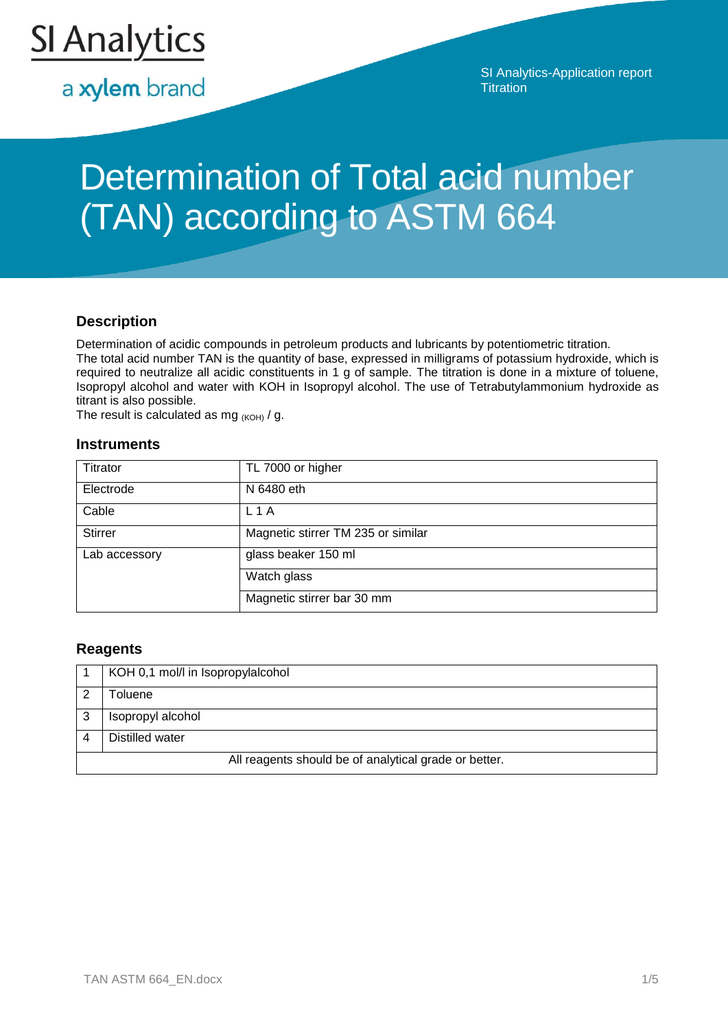SI Analytics

a xylem brand

SI Analytics-Application report
Titration

# Determination of Total acid number (TAN) according to ASTM 664

## Description

Determination of acidic compounds in petroleum products and lubricants by potentiometric titration.
The total acid number TAN is the quantity of base, expressed in milligrams of potassium hydroxide, which is required to neutralize all acidic constituents in 1 g of sample. The titration is done in a mixture of toluene, Isopropyl alcohol and water with KOH in Isopropyl alcohol. The use of Tetrabutylammonium hydroxide as titrant is also possible.
The result is calculated as mg $_{(KOH)}$ / g.

## Instruments

| | |
|---|---|
| Titrator | TL 7000 or higher |
| Electrode | N 6480 eth |
| Cable | L 1 A |
| Stirrer | Magnetic stirrer TM 235 or similar |
| Lab accessory | glass beaker 150 ml |
| | Watch glass |
| | Magnetic stirrer bar 30 mm |

## Reagents

| | |
|---|---|
| 1 | KOH 0,1 mol/l in Isopropylalcohol |
| 2 | Toluene |
| 3 | Isopropyl alcohol |
| 4 | Distilled water |
| All reagents should be of analytical grade or better. | |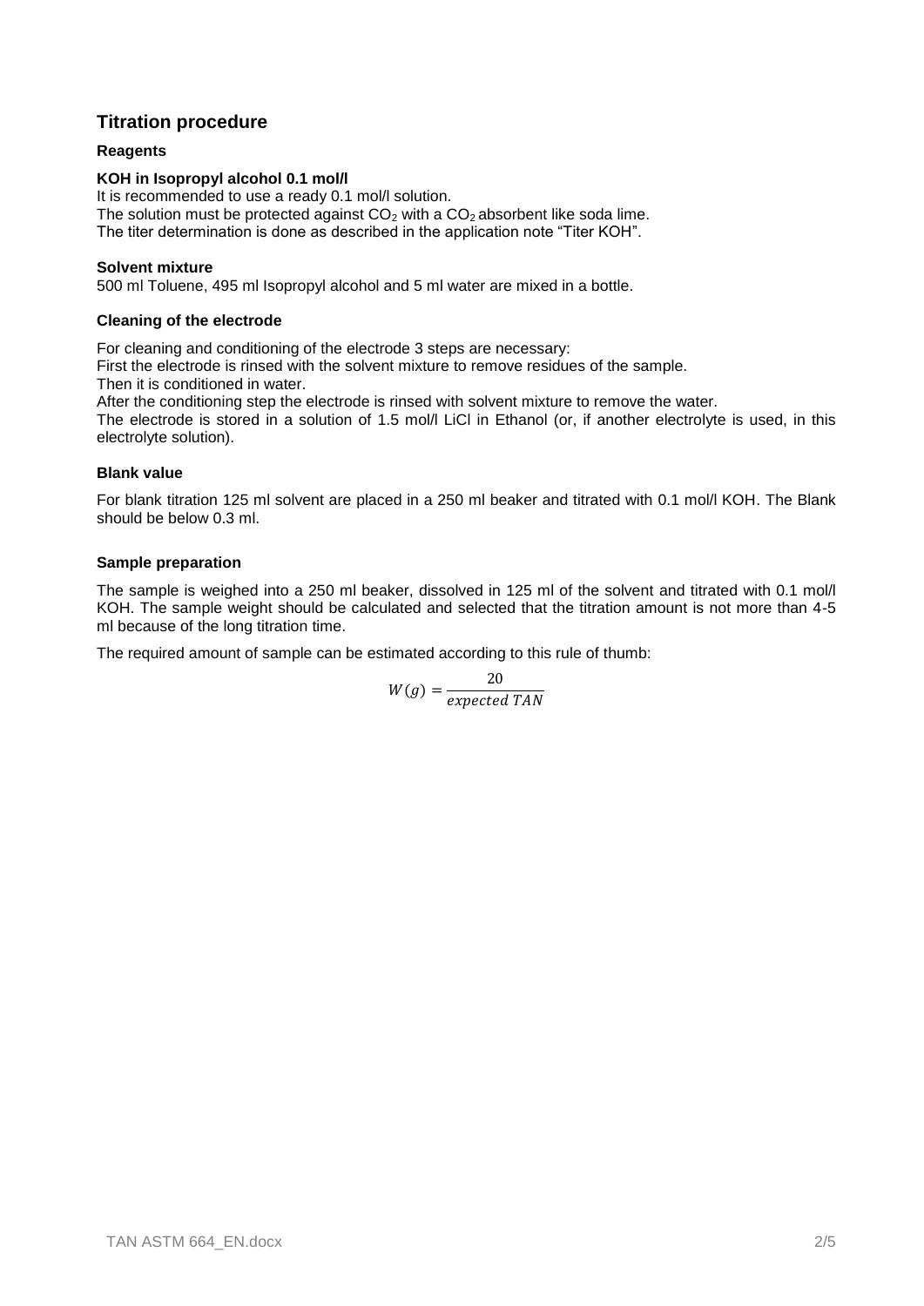## Titration procedure

### Reagents

**KOH in Isopropyl alcohol 0.1 mol/l**

It is recommended to use a ready 0.1 mol/l solution.
The solution must be protected against $CO_2$ with a $CO_2$ absorbent like soda lime.
The titer determination is done as described in the application note "Titer KOH".

**Solvent mixture**

500 ml Toluene, 495 ml Isopropyl alcohol and 5 ml water are mixed in a bottle.

### Cleaning of the electrode

For cleaning and conditioning of the electrode 3 steps are necessary:
First the electrode is rinsed with the solvent mixture to remove residues of the sample.
Then it is conditioned in water.
After the conditioning step the electrode is rinsed with solvent mixture to remove the water.
The electrode is stored in a solution of 1.5 mol/l LiCl in Ethanol (or, if another electrolyte is used, in this electrolyte solution).

### Blank value

For blank titration 125 ml solvent are placed in a 250 ml beaker and titrated with 0.1 mol/l KOH. The Blank should be below 0.3 ml.

### Sample preparation

The sample is weighed into a 250 ml beaker, dissolved in 125 ml of the solvent and titrated with 0.1 mol/l KOH. The sample weight should be calculated and selected that the titration amount is not more than 4-5 ml because of the long titration time.

The required amount of sample can be estimated according to this rule of thumb:

$$W(g) = \frac{20}{expected\ TAN}$$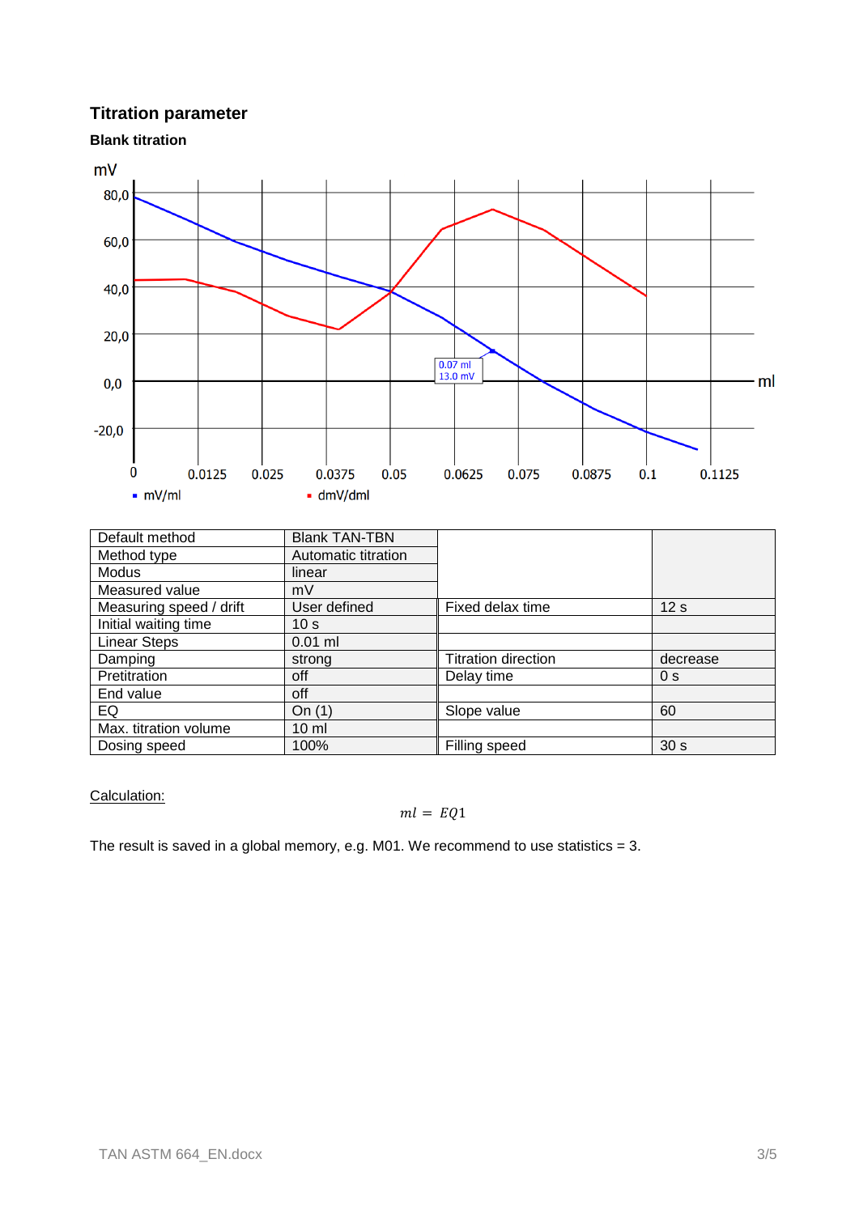## Titration parameter

### Blank titration

| Default method | Blank TAN-TBN | | |
|---|---|---|---|
| Method type | Automatic titration | | |
| Modus | linear | | |
| Measured value | mV | | |
| Measuring speed / drift | User defined | Fixed delax time | 12 s |
| Initial waiting time | 10 s | | |
| Linear Steps | 0.01 ml | | |
| Damping | strong | Titration direction | decrease |
| Pretitration | off | Delay time | 0 s |
| End value | off | | |
| EQ | On (1) | Slope value | 60 |
| Max. titration volume | 10 ml | | |
| Dosing speed | 100% | Filling speed | 30 s |

Calculation:

$$ml = EQ1$$

The result is saved in a global memory, e.g. M01. We recommend to use statistics = 3.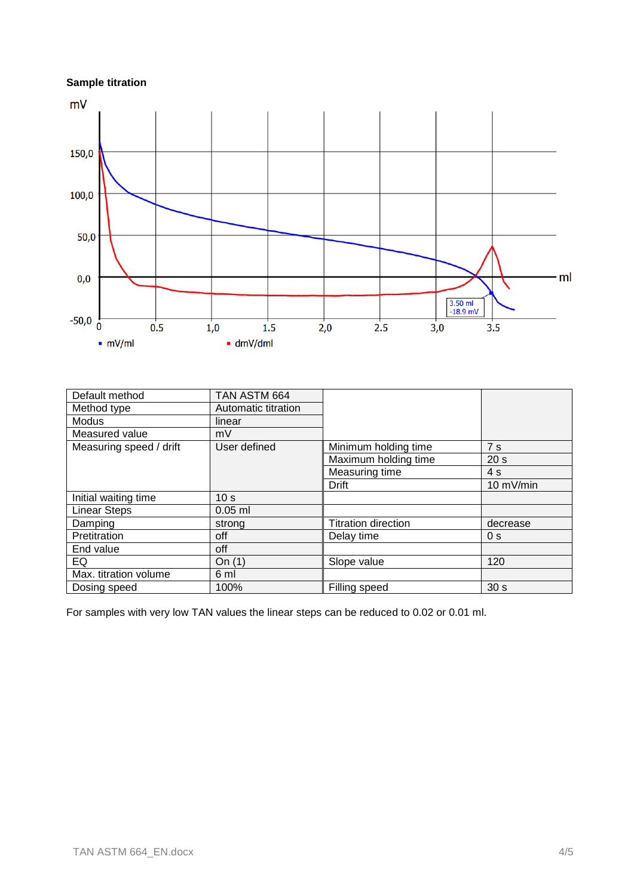**Sample titration**

| Default method | TAN ASTM 664 | | |
|---|---|---|---|
| Method type | Automatic titration | | |
| Modus | linear | | |
| Measured value | mV | | |
| Measuring speed / drift | User defined | Minimum holding time | 7 s |
| | | Maximum holding time | 20 s |
| | | Measuring time | 4 s |
| | | Drift | 10 mV/min |
| Initial waiting time | 10 s | | |
| Linear Steps | 0.05 ml | | |
| Damping | strong | Titration direction | decrease |
| Pretitration | off | Delay time | 0 s |
| End value | off | | |
| EQ | On (1) | Slope value | 120 |
| Max. titration volume | 6 ml | | |
| Dosing speed | 100% | Filling speed | 30 s |

For samples with very low TAN values the linear steps can be reduced to 0.02 or 0.01 ml.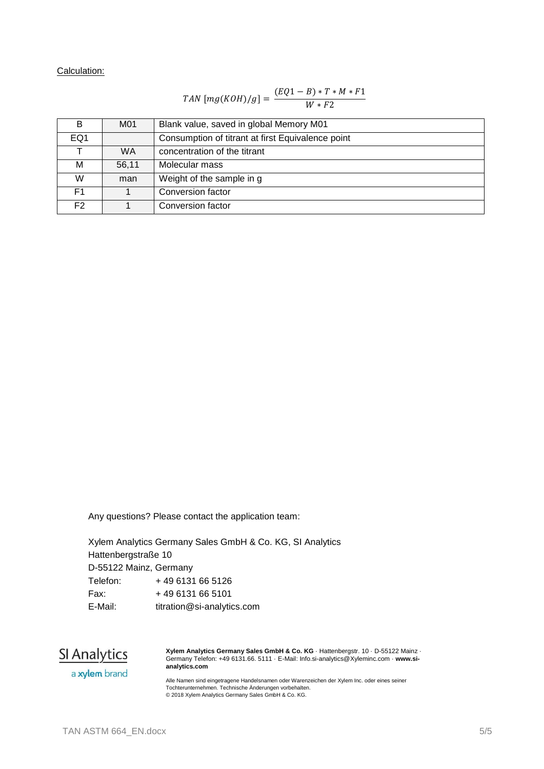Calculation:

$$TAN\ [mg(KOH)/g] = \frac{(EQ1 - B) * T * M * F1}{W * F2}$$

| | | |
|---|---|---|
| B | M01 | Blank value, saved in global Memory M01 |
| EQ1 | | Consumption of titrant at first Equivalence point |
| T | WA | concentration of the titrant |
| M | 56,11 | Molecular mass |
| W | man | Weight of the sample in g |
| F1 | 1 | Conversion factor |
| F2 | 1 | Conversion factor |

Any questions? Please contact the application team:

Xylem Analytics Germany Sales GmbH & Co. KG, SI Analytics
Hattenbergstraße 10
D-55122 Mainz, Germany
Telefon: + 49 6131 66 5126
Fax: + 49 6131 66 5101
E-Mail: titration@si-analytics.com

SI Analytics
a xylem brand

**Xylem Analytics Germany Sales GmbH & Co. KG** · Hattenbergstr. 10 · D-55122 Mainz · Germany Telefon: +49 6131.66. 5111 · E-Mail: Info.si-analytics@Xyleminc.com · **www.si-analytics.com**

Alle Namen sind eingetragene Handelsnamen oder Warenzeichen der Xylem Inc. oder eines seiner Tochterunternehmen. Technische Änderungen vorbehalten.
© 2018 Xylem Analytics Germany Sales GmbH & Co. KG.